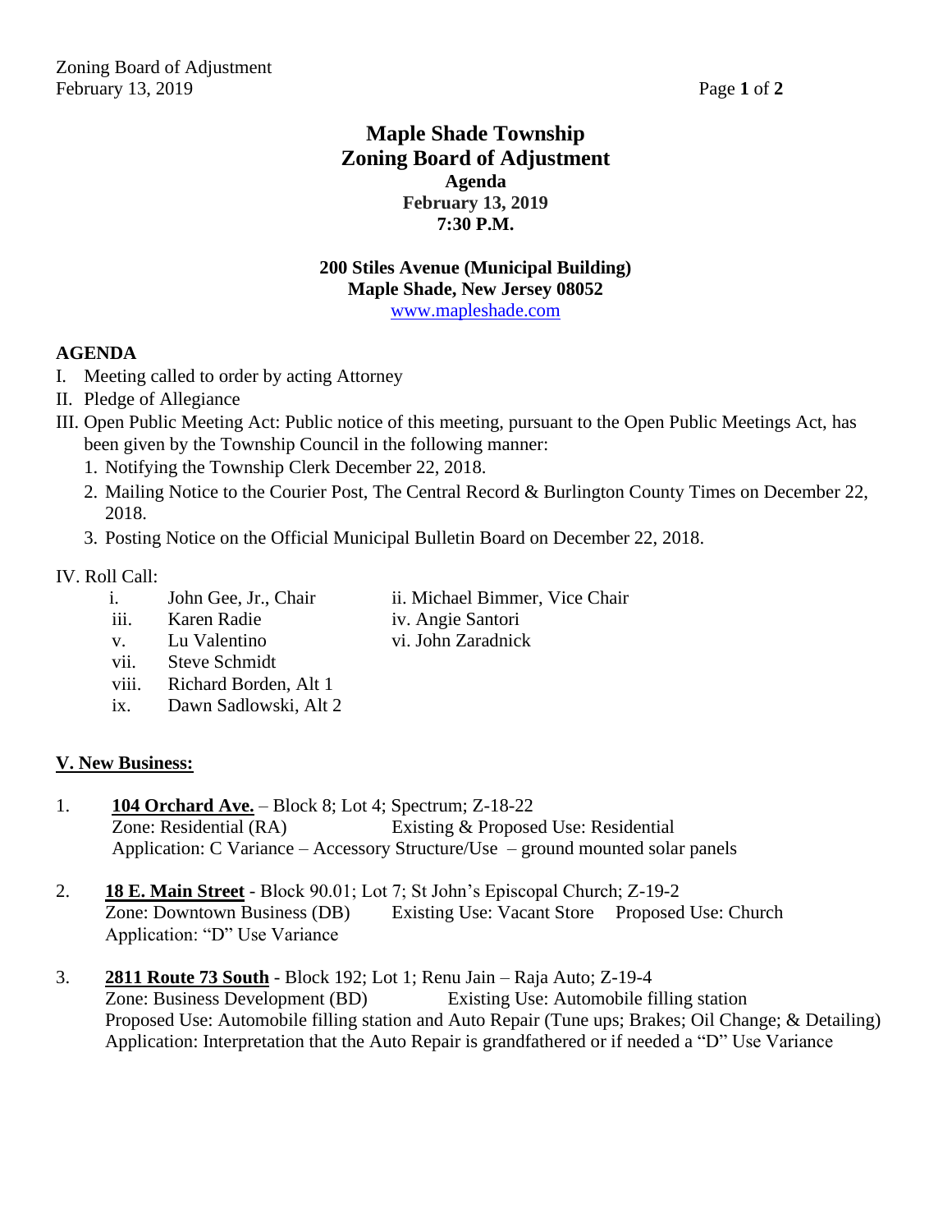# Maple Shade Township
# Zoning Board of Adjustment

**Agenda**
**February 13, 2019**
**7:30 P.M.**

**200 Stiles Avenue (Municipal Building)**
**Maple Shade, New Jersey 08052**
www.mapleshade.com

**AGENDA**

I. Meeting called to order by acting Attorney

II. Pledge of Allegiance

III. Open Public Meeting Act: Public notice of this meeting, pursuant to the Open Public Meetings Act, has been given by the Township Council in the following manner:

1. Notifying the Township Clerk December 22, 2018.
2. Mailing Notice to the Courier Post, The Central Record & Burlington County Times on December 22, 2018.
3. Posting Notice on the Official Municipal Bulletin Board on December 22, 2018.

IV. Roll Call:

- i. John Gee, Jr., Chair
- ii. Michael Bimmer, Vice Chair
- iii. Karen Radie
- iv. Angie Santori
- v. Lu Valentino
- vi. John Zaradnick
- vii. Steve Schmidt
- viii. Richard Borden, Alt 1
- ix. Dawn Sadlowski, Alt 2

**V. New Business:**

1. **104 Orchard Ave.** – Block 8; Lot 4; Spectrum; Z-18-22
   Zone: Residential (RA) Existing & Proposed Use: Residential
   Application: C Variance – Accessory Structure/Use – ground mounted solar panels

2. **18 E. Main Street** - Block 90.01; Lot 7; St John's Episcopal Church; Z-19-2
   Zone: Downtown Business (DB) Existing Use: Vacant Store Proposed Use: Church
   Application: "D" Use Variance

3. **2811 Route 73 South** - Block 192; Lot 1; Renu Jain – Raja Auto; Z-19-4
   Zone: Business Development (BD) Existing Use: Automobile filling station
   Proposed Use: Automobile filling station and Auto Repair (Tune ups; Brakes; Oil Change; & Detailing)
   Application: Interpretation that the Auto Repair is grandfathered or if needed a "D" Use Variance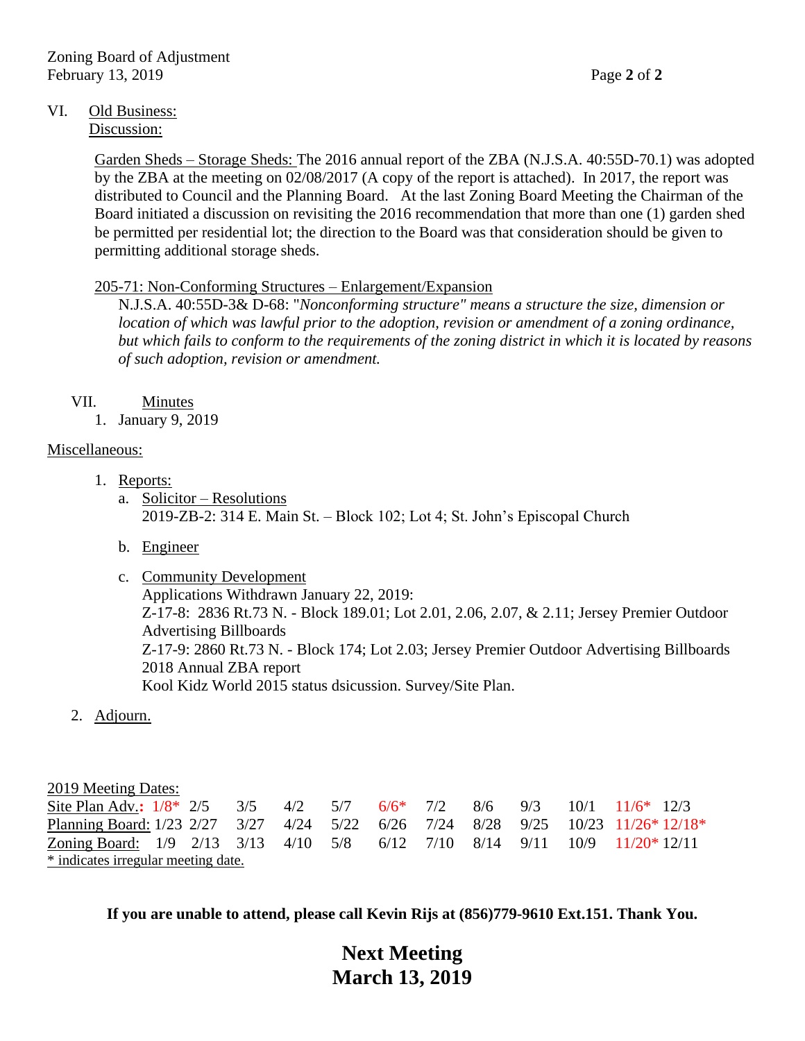## VI. Old Business:

Discussion:

Garden Sheds – Storage Sheds: The 2016 annual report of the ZBA (N.J.S.A. 40:55D-70.1) was adopted by the ZBA at the meeting on 02/08/2017 (A copy of the report is attached). In 2017, the report was distributed to Council and the Planning Board. At the last Zoning Board Meeting the Chairman of the Board initiated a discussion on revisiting the 2016 recommendation that more than one (1) garden shed be permitted per residential lot; the direction to the Board was that consideration should be given to permitting additional storage sheds.

205-71: Non-Conforming Structures – Enlargement/Expansion

N.J.S.A. 40:55D-3& D-68: "*Nonconforming structure" means a structure the size, dimension or location of which was lawful prior to the adoption, revision or amendment of a zoning ordinance, but which fails to conform to the requirements of the zoning district in which it is located by reasons of such adoption, revision or amendment.*

## VII. Minutes

1. January 9, 2019

Miscellaneous:

1. Reports:
   a. Solicitor – Resolutions
      2019-ZB-2: 314 E. Main St. – Block 102; Lot 4; St. John's Episcopal Church
   b. Engineer
   c. Community Development
      Applications Withdrawn January 22, 2019:
      Z-17-8: 2836 Rt.73 N. - Block 189.01; Lot 2.01, 2.06, 2.07, & 2.11; Jersey Premier Outdoor Advertising Billboards
      Z-17-9: 2860 Rt.73 N. - Block 174; Lot 2.03; Jersey Premier Outdoor Advertising Billboards
      2018 Annual ZBA report
      Kool Kidz World 2015 status dsicussion. Survey/Site Plan.
2. Adjourn.

2019 Meeting Dates:

| | | | | | | | | | | | | |
|---|---|---|---|---|---|---|---|---|---|---|---|---|
| Site Plan Adv.: | 1/8* | 2/5 | 3/5 | 4/2 | 5/7 | 6/6* | 7/2 | 8/6 | 9/3 | 10/1 | 11/6* | 12/3 |
| Planning Board: | 1/23 | 2/27 | 3/27 | 4/24 | 5/22 | 6/26 | 7/24 | 8/28 | 9/25 | 10/23 | 11/26* | 12/18* |
| Zoning Board: | 1/9 | 2/13 | 3/13 | 4/10 | 5/8 | 6/12 | 7/10 | 8/14 | 9/11 | 10/9 | 11/20* | 12/11 |

\* indicates irregular meeting date.

**If you are unable to attend, please call Kevin Rijs at (856)779-9610 Ext.151. Thank You.**

**Next Meeting**
**March 13, 2019**